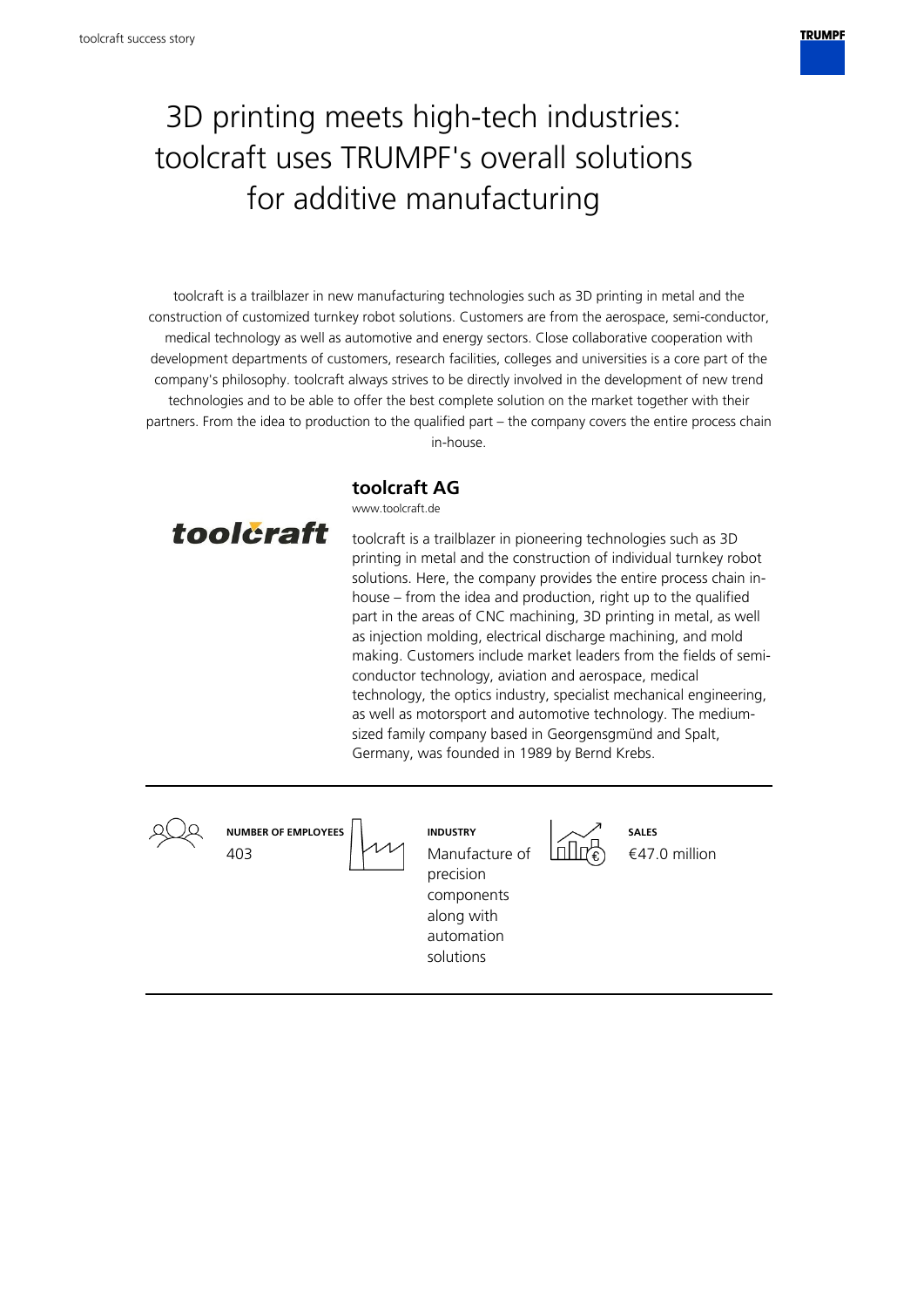# 3D printing meets high-tech industries: toolcraft uses TRUMPF's overall solutions for additive manufacturing

toolcraft is a trailblazer in new manufacturing technologies such as 3D printing in metal and the construction of customized turnkey robot solutions. Customers are from the aerospace, semi-conductor, medical technology as well as automotive and energy sectors. Close collaborative cooperation with development departments of customers, research facilities, colleges and universities is a core part of the company's philosophy. toolcraft always strives to be directly involved in the development of new trend technologies and to be able to offer the best complete solution on the market together with their partners. From the idea to production to the qualified part – the company covers the entire process chain in-house.

## toolcraft AG

www.toolcraft.de

toolcraft is a trailblazer in pioneering technologies such as 3D printing in metal and the construction of individual turnkey robot solutions. Here, the company provides the entire process chain in-house – from the idea and production, right up to the qualified part in the areas of CNC machining, 3D printing in metal, as well as injection molding, electrical discharge machining, and mold making. Customers include market leaders from the fields of semi-conductor technology, aviation and aerospace, medical technology, the optics industry, specialist mechanical engineering, as well as motorsport and automotive technology. The medium-sized family company based in Georgensgmünd and Spalt, Germany, was founded in 1989 by Bernd Krebs.

| NUMBER OF EMPLOYEES | INDUSTRY | SALES |
|---|---|---|
| 403 | Manufacture of precision components along with automation solutions | €47.0 million |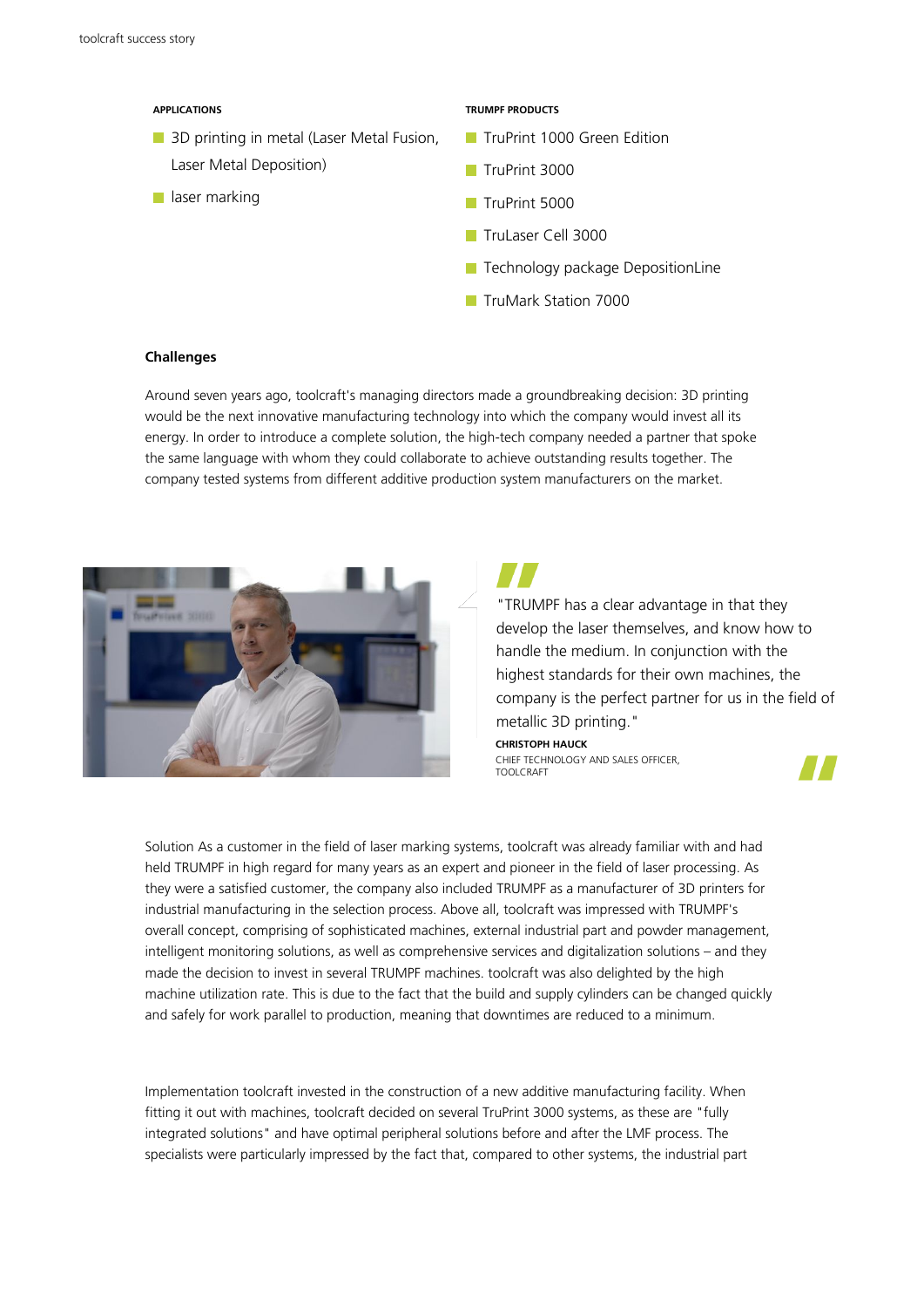**APPLICATIONS**

- 3D printing in metal (Laser Metal Fusion, Laser Metal Deposition)
- laser marking

**TRUMPF PRODUCTS**

- TruPrint 1000 Green Edition
- TruPrint 3000
- TruPrint 5000
- TruLaser Cell 3000
- Technology package DepositionLine
- TruMark Station 7000

### Challenges

Around seven years ago, toolcraft's managing directors made a groundbreaking decision: 3D printing would be the next innovative manufacturing technology into which the company would invest all its energy. In order to introduce a complete solution, the high-tech company needed a partner that spoke the same language with whom they could collaborate to achieve outstanding results together. The company tested systems from different additive production system manufacturers on the market.

> "TRUMPF has a clear advantage in that they develop the laser themselves, and know how to handle the medium. In conjunction with the highest standards for their own machines, the company is the perfect partner for us in the field of metallic 3D printing."
>
> **CHRISTOPH HAUCK**
> CHIEF TECHNOLOGY AND SALES OFFICER, TOOLCRAFT

Solution As a customer in the field of laser marking systems, toolcraft was already familiar with and had held TRUMPF in high regard for many years as an expert and pioneer in the field of laser processing. As they were a satisfied customer, the company also included TRUMPF as a manufacturer of 3D printers for industrial manufacturing in the selection process. Above all, toolcraft was impressed with TRUMPF's overall concept, comprising of sophisticated machines, external industrial part and powder management, intelligent monitoring solutions, as well as comprehensive services and digitalization solutions – and they made the decision to invest in several TRUMPF machines. toolcraft was also delighted by the high machine utilization rate. This is due to the fact that the build and supply cylinders can be changed quickly and safely for work parallel to production, meaning that downtimes are reduced to a minimum.

Implementation toolcraft invested in the construction of a new additive manufacturing facility. When fitting it out with machines, toolcraft decided on several TruPrint 3000 systems, as these are "fully integrated solutions" and have optimal peripheral solutions before and after the LMF process. The specialists were particularly impressed by the fact that, compared to other systems, the industrial part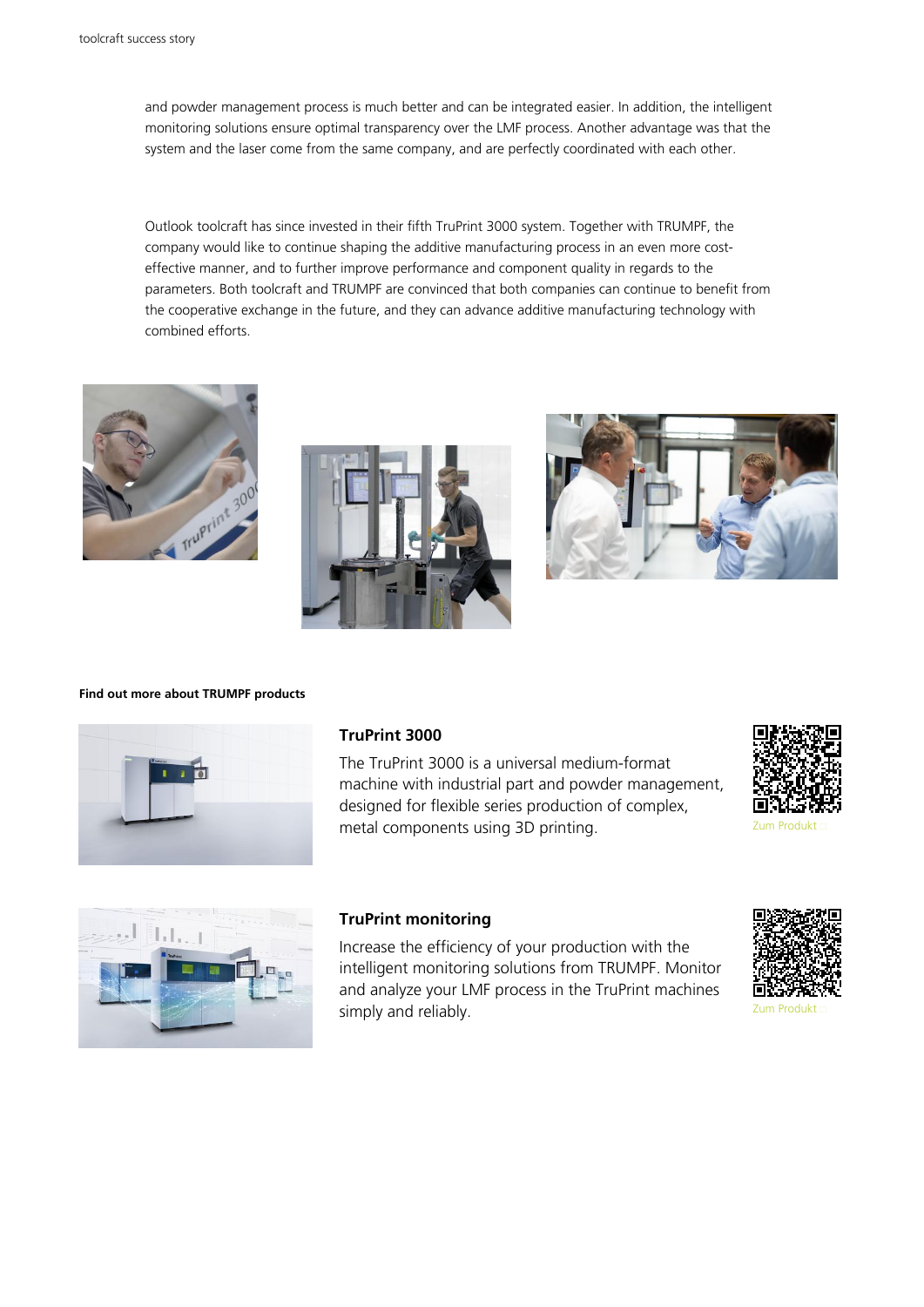and powder management process is much better and can be integrated easier. In addition, the intelligent monitoring solutions ensure optimal transparency over the LMF process. Another advantage was that the system and the laser come from the same company, and are perfectly coordinated with each other.

Outlook toolcraft has since invested in their fifth TruPrint 3000 system. Together with TRUMPF, the company would like to continue shaping the additive manufacturing process in an even more cost-effective manner, and to further improve performance and component quality in regards to the parameters. Both toolcraft and TRUMPF are convinced that both companies can continue to benefit from the cooperative exchange in the future, and they can advance additive manufacturing technology with combined efforts.

**Find out more about TRUMPF products**

### TruPrint 3000

The TruPrint 3000 is a universal medium-format machine with industrial part and powder management, designed for flexible series production of complex, metal components using 3D printing.

Zum Produkt

### TruPrint monitoring

Increase the efficiency of your production with the intelligent monitoring solutions from TRUMPF. Monitor and analyze your LMF process in the TruPrint machines simply and reliably.

Zum Produkt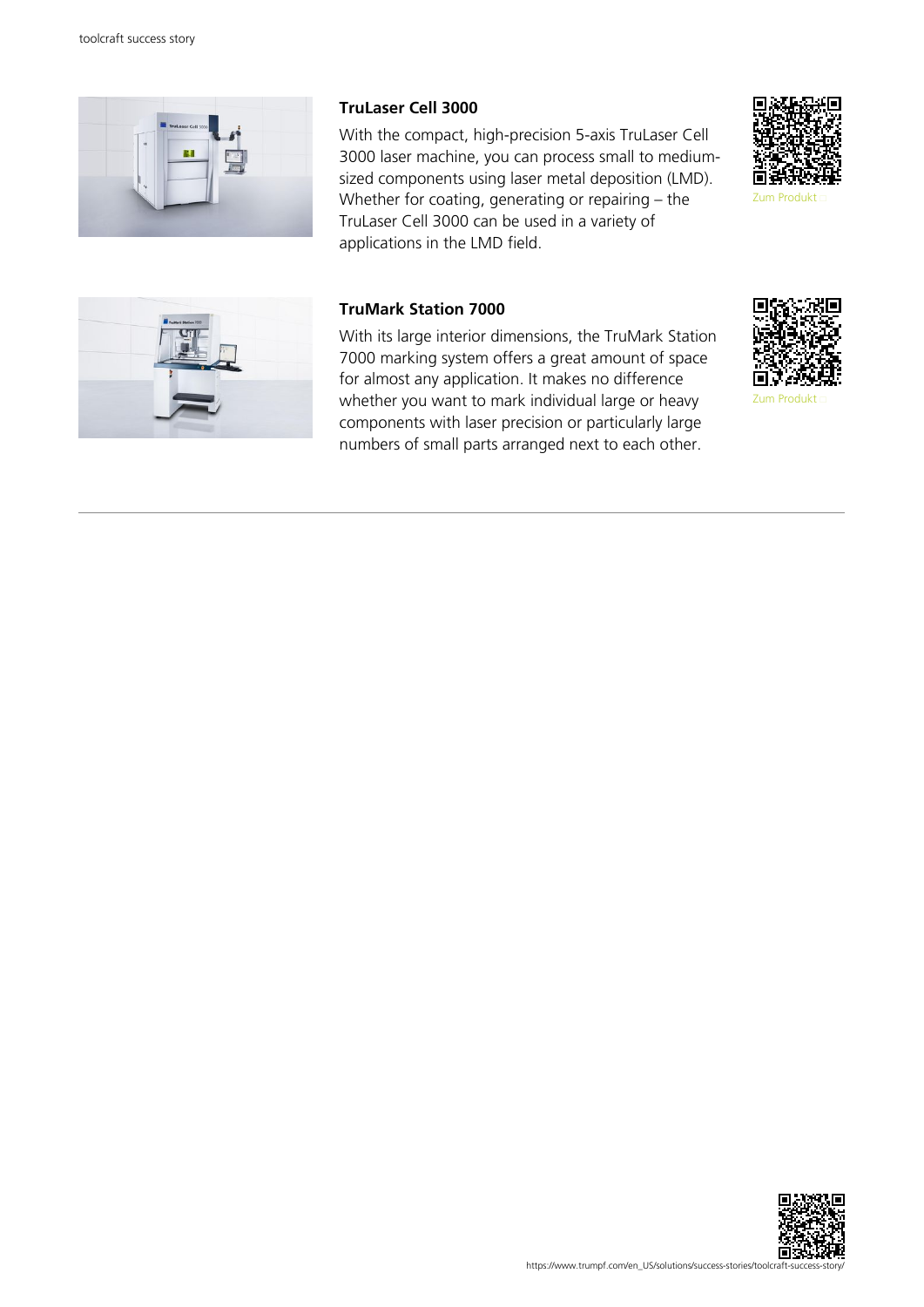### TruLaser Cell 3000

With the compact, high-precision 5-axis TruLaser Cell 3000 laser machine, you can process small to medium-sized components using laser metal deposition (LMD). Whether for coating, generating or repairing – the TruLaser Cell 3000 can be used in a variety of applications in the LMD field.

Zum Produkt

### TruMark Station 7000

With its large interior dimensions, the TruMark Station 7000 marking system offers a great amount of space for almost any application. It makes no difference whether you want to mark individual large or heavy components with laser precision or particularly large numbers of small parts arranged next to each other.

Zum Produkt

---

https://www.trumpf.com/en_US/solutions/success-stories/toolcraft-success-story/